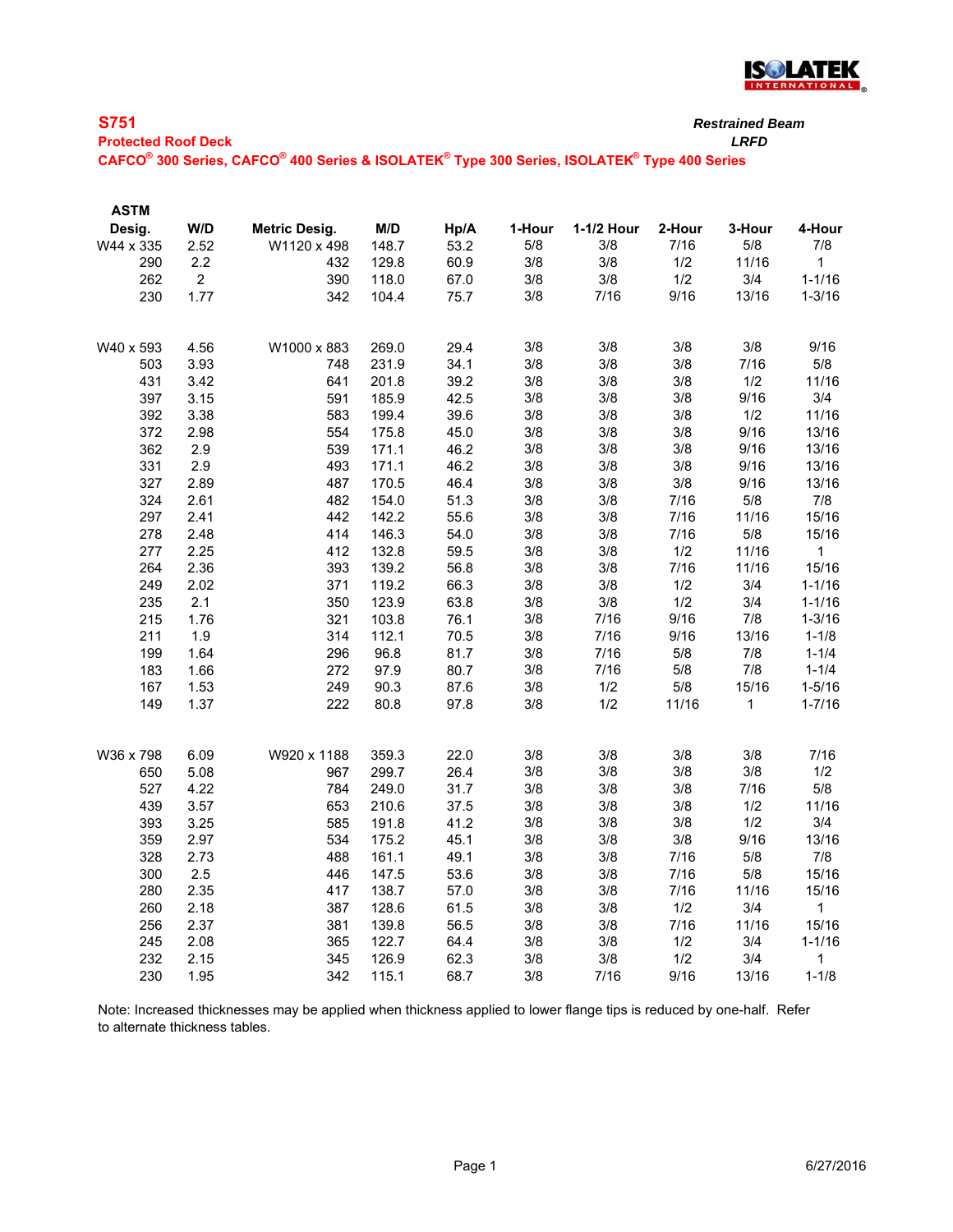# S751

**Protected Roof Deck**

**CAFCO® 300 Series, CAFCO® 400 Series & ISOLATEK® Type 300 Series, ISOLATEK® Type 400 Series**

***Restrained Beam***

***LRFD***

| ASTM Desig. | W/D | Metric Desig. | M/D | Hp/A | 1-Hour | 1-1/2 Hour | 2-Hour | 3-Hour | 4-Hour |
|---|---|---|---|---|---|---|---|---|---|
| W44 x 335 | 2.52 | W1120 x 498 | 148.7 | 53.2 | 5/8 | 3/8 | 7/16 | 5/8 | 7/8 |
| 290 | 2.2 | 432 | 129.8 | 60.9 | 3/8 | 3/8 | 1/2 | 11/16 | 1 |
| 262 | 2 | 390 | 118.0 | 67.0 | 3/8 | 3/8 | 1/2 | 3/4 | 1-1/16 |
| 230 | 1.77 | 342 | 104.4 | 75.7 | 3/8 | 7/16 | 9/16 | 13/16 | 1-3/16 |
| W40 x 593 | 4.56 | W1000 x 883 | 269.0 | 29.4 | 3/8 | 3/8 | 3/8 | 3/8 | 9/16 |
| 503 | 3.93 | 748 | 231.9 | 34.1 | 3/8 | 3/8 | 3/8 | 7/16 | 5/8 |
| 431 | 3.42 | 641 | 201.8 | 39.2 | 3/8 | 3/8 | 3/8 | 1/2 | 11/16 |
| 397 | 3.15 | 591 | 185.9 | 42.5 | 3/8 | 3/8 | 3/8 | 9/16 | 3/4 |
| 392 | 3.38 | 583 | 199.4 | 39.6 | 3/8 | 3/8 | 3/8 | 1/2 | 11/16 |
| 372 | 2.98 | 554 | 175.8 | 45.0 | 3/8 | 3/8 | 3/8 | 9/16 | 13/16 |
| 362 | 2.9 | 539 | 171.1 | 46.2 | 3/8 | 3/8 | 3/8 | 9/16 | 13/16 |
| 331 | 2.9 | 493 | 171.1 | 46.2 | 3/8 | 3/8 | 3/8 | 9/16 | 13/16 |
| 327 | 2.89 | 487 | 170.5 | 46.4 | 3/8 | 3/8 | 3/8 | 9/16 | 13/16 |
| 324 | 2.61 | 482 | 154.0 | 51.3 | 3/8 | 3/8 | 7/16 | 5/8 | 7/8 |
| 297 | 2.41 | 442 | 142.2 | 55.6 | 3/8 | 3/8 | 7/16 | 11/16 | 15/16 |
| 278 | 2.48 | 414 | 146.3 | 54.0 | 3/8 | 3/8 | 7/16 | 5/8 | 15/16 |
| 277 | 2.25 | 412 | 132.8 | 59.5 | 3/8 | 3/8 | 1/2 | 11/16 | 1 |
| 264 | 2.36 | 393 | 139.2 | 56.8 | 3/8 | 3/8 | 7/16 | 11/16 | 15/16 |
| 249 | 2.02 | 371 | 119.2 | 66.3 | 3/8 | 3/8 | 1/2 | 3/4 | 1-1/16 |
| 235 | 2.1 | 350 | 123.9 | 63.8 | 3/8 | 3/8 | 1/2 | 3/4 | 1-1/16 |
| 215 | 1.76 | 321 | 103.8 | 76.1 | 3/8 | 7/16 | 9/16 | 7/8 | 1-3/16 |
| 211 | 1.9 | 314 | 112.1 | 70.5 | 3/8 | 7/16 | 9/16 | 13/16 | 1-1/8 |
| 199 | 1.64 | 296 | 96.8 | 81.7 | 3/8 | 7/16 | 5/8 | 7/8 | 1-1/4 |
| 183 | 1.66 | 272 | 97.9 | 80.7 | 3/8 | 7/16 | 5/8 | 7/8 | 1-1/4 |
| 167 | 1.53 | 249 | 90.3 | 87.6 | 3/8 | 1/2 | 5/8 | 15/16 | 1-5/16 |
| 149 | 1.37 | 222 | 80.8 | 97.8 | 3/8 | 1/2 | 11/16 | 1 | 1-7/16 |
| W36 x 798 | 6.09 | W920 x 1188 | 359.3 | 22.0 | 3/8 | 3/8 | 3/8 | 3/8 | 7/16 |
| 650 | 5.08 | 967 | 299.7 | 26.4 | 3/8 | 3/8 | 3/8 | 3/8 | 1/2 |
| 527 | 4.22 | 784 | 249.0 | 31.7 | 3/8 | 3/8 | 3/8 | 7/16 | 5/8 |
| 439 | 3.57 | 653 | 210.6 | 37.5 | 3/8 | 3/8 | 3/8 | 1/2 | 11/16 |
| 393 | 3.25 | 585 | 191.8 | 41.2 | 3/8 | 3/8 | 3/8 | 1/2 | 3/4 |
| 359 | 2.97 | 534 | 175.2 | 45.1 | 3/8 | 3/8 | 3/8 | 9/16 | 13/16 |
| 328 | 2.73 | 488 | 161.1 | 49.1 | 3/8 | 3/8 | 7/16 | 5/8 | 7/8 |
| 300 | 2.5 | 446 | 147.5 | 53.6 | 3/8 | 3/8 | 7/16 | 5/8 | 15/16 |
| 280 | 2.35 | 417 | 138.7 | 57.0 | 3/8 | 3/8 | 7/16 | 11/16 | 15/16 |
| 260 | 2.18 | 387 | 128.6 | 61.5 | 3/8 | 3/8 | 1/2 | 3/4 | 1 |
| 256 | 2.37 | 381 | 139.8 | 56.5 | 3/8 | 3/8 | 7/16 | 11/16 | 15/16 |
| 245 | 2.08 | 365 | 122.7 | 64.4 | 3/8 | 3/8 | 1/2 | 3/4 | 1-1/16 |
| 232 | 2.15 | 345 | 126.9 | 62.3 | 3/8 | 3/8 | 1/2 | 3/4 | 1 |
| 230 | 1.95 | 342 | 115.1 | 68.7 | 3/8 | 7/16 | 9/16 | 13/16 | 1-1/8 |

Note: Increased thicknesses may be applied when thickness applied to lower flange tips is reduced by one-half. Refer to alternate thickness tables.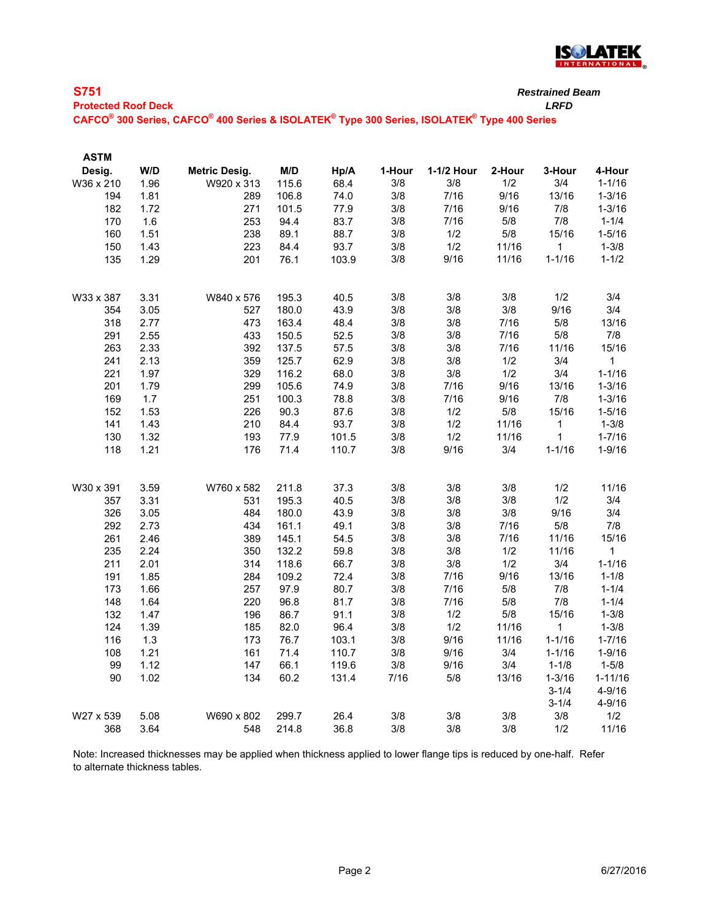**S751** — *Restrained Beam*

**Protected Roof Deck** — *LRFD*

**CAFCO® 300 Series, CAFCO® 400 Series & ISOLATEK® Type 300 Series, ISOLATEK® Type 400 Series**

| ASTM Desig. | W/D | Metric Desig. | M/D | Hp/A | 1-Hour | 1-1/2 Hour | 2-Hour | 3-Hour | 4-Hour |
|---|---|---|---|---|---|---|---|---|---|
| W36 x 210 | 1.96 | W920 x 313 | 115.6 | 68.4 | 3/8 | 3/8 | 1/2 | 3/4 | 1-1/16 |
| 194 | 1.81 | 289 | 106.8 | 74.0 | 3/8 | 7/16 | 9/16 | 13/16 | 1-3/16 |
| 182 | 1.72 | 271 | 101.5 | 77.9 | 3/8 | 7/16 | 9/16 | 7/8 | 1-3/16 |
| 170 | 1.6 | 253 | 94.4 | 83.7 | 3/8 | 7/16 | 5/8 | 7/8 | 1-1/4 |
| 160 | 1.51 | 238 | 89.1 | 88.7 | 3/8 | 1/2 | 5/8 | 15/16 | 1-5/16 |
| 150 | 1.43 | 223 | 84.4 | 93.7 | 3/8 | 1/2 | 11/16 | 1 | 1-3/8 |
| 135 | 1.29 | 201 | 76.1 | 103.9 | 3/8 | 9/16 | 11/16 | 1-1/16 | 1-1/2 |
| | | | | | | | | | |
| W33 x 387 | 3.31 | W840 x 576 | 195.3 | 40.5 | 3/8 | 3/8 | 3/8 | 1/2 | 3/4 |
| 354 | 3.05 | 527 | 180.0 | 43.9 | 3/8 | 3/8 | 3/8 | 9/16 | 3/4 |
| 318 | 2.77 | 473 | 163.4 | 48.4 | 3/8 | 3/8 | 7/16 | 5/8 | 13/16 |
| 291 | 2.55 | 433 | 150.5 | 52.5 | 3/8 | 3/8 | 7/16 | 5/8 | 7/8 |
| 263 | 2.33 | 392 | 137.5 | 57.5 | 3/8 | 3/8 | 7/16 | 11/16 | 15/16 |
| 241 | 2.13 | 359 | 125.7 | 62.9 | 3/8 | 3/8 | 1/2 | 3/4 | 1 |
| 221 | 1.97 | 329 | 116.2 | 68.0 | 3/8 | 3/8 | 1/2 | 3/4 | 1-1/16 |
| 201 | 1.79 | 299 | 105.6 | 74.9 | 3/8 | 7/16 | 9/16 | 13/16 | 1-3/16 |
| 169 | 1.7 | 251 | 100.3 | 78.8 | 3/8 | 7/16 | 9/16 | 7/8 | 1-3/16 |
| 152 | 1.53 | 226 | 90.3 | 87.6 | 3/8 | 1/2 | 5/8 | 15/16 | 1-5/16 |
| 141 | 1.43 | 210 | 84.4 | 93.7 | 3/8 | 1/2 | 11/16 | 1 | 1-3/8 |
| 130 | 1.32 | 193 | 77.9 | 101.5 | 3/8 | 1/2 | 11/16 | 1 | 1-7/16 |
| 118 | 1.21 | 176 | 71.4 | 110.7 | 3/8 | 9/16 | 3/4 | 1-1/16 | 1-9/16 |
| | | | | | | | | | |
| W30 x 391 | 3.59 | W760 x 582 | 211.8 | 37.3 | 3/8 | 3/8 | 3/8 | 1/2 | 11/16 |
| 357 | 3.31 | 531 | 195.3 | 40.5 | 3/8 | 3/8 | 3/8 | 1/2 | 3/4 |
| 326 | 3.05 | 484 | 180.0 | 43.9 | 3/8 | 3/8 | 3/8 | 9/16 | 3/4 |
| 292 | 2.73 | 434 | 161.1 | 49.1 | 3/8 | 3/8 | 7/16 | 5/8 | 7/8 |
| 261 | 2.46 | 389 | 145.1 | 54.5 | 3/8 | 3/8 | 7/16 | 11/16 | 15/16 |
| 235 | 2.24 | 350 | 132.2 | 59.8 | 3/8 | 3/8 | 1/2 | 11/16 | 1 |
| 211 | 2.01 | 314 | 118.6 | 66.7 | 3/8 | 3/8 | 1/2 | 3/4 | 1-1/16 |
| 191 | 1.85 | 284 | 109.2 | 72.4 | 3/8 | 7/16 | 9/16 | 13/16 | 1-1/8 |
| 173 | 1.66 | 257 | 97.9 | 80.7 | 3/8 | 7/16 | 5/8 | 7/8 | 1-1/4 |
| 148 | 1.64 | 220 | 96.8 | 81.7 | 3/8 | 7/16 | 5/8 | 7/8 | 1-1/4 |
| 132 | 1.47 | 196 | 86.7 | 91.1 | 3/8 | 1/2 | 5/8 | 15/16 | 1-3/8 |
| 124 | 1.39 | 185 | 82.0 | 96.4 | 3/8 | 1/2 | 11/16 | 1 | 1-3/8 |
| 116 | 1.3 | 173 | 76.7 | 103.1 | 3/8 | 9/16 | 11/16 | 1-1/16 | 1-7/16 |
| 108 | 1.21 | 161 | 71.4 | 110.7 | 3/8 | 9/16 | 3/4 | 1-1/16 | 1-9/16 |
| 99 | 1.12 | 147 | 66.1 | 119.6 | 3/8 | 9/16 | 3/4 | 1-1/8 | 1-5/8 |
| 90 | 1.02 | 134 | 60.2 | 131.4 | 7/16 | 5/8 | 13/16 | 1-3/16 | 1-11/16 |
| | | | | | | | | 3-1/4 | 4-9/16 |
| | | | | | | | | 3-1/4 | 4-9/16 |
| W27 x 539 | 5.08 | W690 x 802 | 299.7 | 26.4 | 3/8 | 3/8 | 3/8 | 3/8 | 1/2 |
| 368 | 3.64 | 548 | 214.8 | 36.8 | 3/8 | 3/8 | 3/8 | 1/2 | 11/16 |

Note: Increased thicknesses may be applied when thickness applied to lower flange tips is reduced by one-half. Refer to alternate thickness tables.

6/27/2016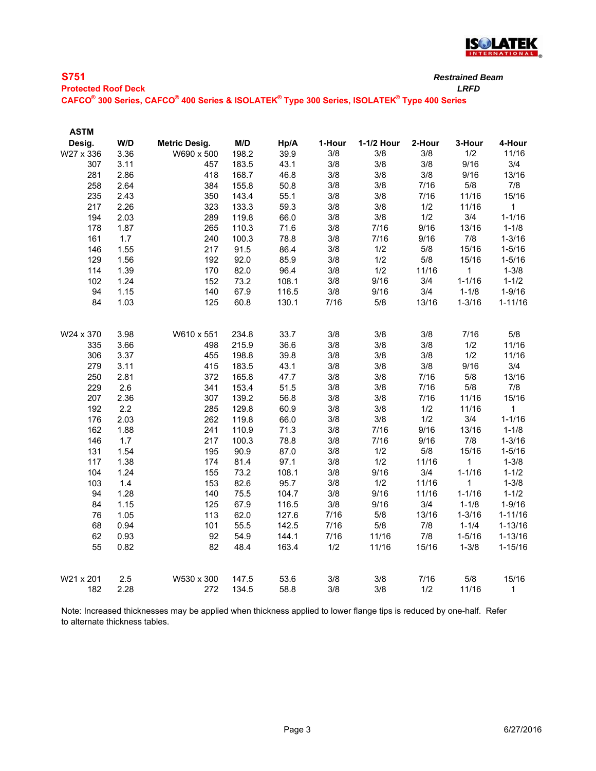## S751

**Protected Roof Deck**

**CAFCO® 300 Series, CAFCO® 400 Series & ISOLATEK® Type 300 Series, ISOLATEK® Type 400 Series**

***Restrained Beam***

***LRFD***

| ASTM Desig. | W/D | Metric Desig. | M/D | Hp/A | 1-Hour | 1-1/2 Hour | 2-Hour | 3-Hour | 4-Hour |
|---|---|---|---|---|---|---|---|---|---|
| W27 x 336 | 3.36 | W690 x 500 | 198.2 | 39.9 | 3/8 | 3/8 | 3/8 | 1/2 | 11/16 |
| 307 | 3.11 | 457 | 183.5 | 43.1 | 3/8 | 3/8 | 3/8 | 9/16 | 3/4 |
| 281 | 2.86 | 418 | 168.7 | 46.8 | 3/8 | 3/8 | 3/8 | 9/16 | 13/16 |
| 258 | 2.64 | 384 | 155.8 | 50.8 | 3/8 | 3/8 | 7/16 | 5/8 | 7/8 |
| 235 | 2.43 | 350 | 143.4 | 55.1 | 3/8 | 3/8 | 7/16 | 11/16 | 15/16 |
| 217 | 2.26 | 323 | 133.3 | 59.3 | 3/8 | 3/8 | 1/2 | 11/16 | 1 |
| 194 | 2.03 | 289 | 119.8 | 66.0 | 3/8 | 3/8 | 1/2 | 3/4 | 1-1/16 |
| 178 | 1.87 | 265 | 110.3 | 71.6 | 3/8 | 7/16 | 9/16 | 13/16 | 1-1/8 |
| 161 | 1.7 | 240 | 100.3 | 78.8 | 3/8 | 7/16 | 9/16 | 7/8 | 1-3/16 |
| 146 | 1.55 | 217 | 91.5 | 86.4 | 3/8 | 1/2 | 5/8 | 15/16 | 1-5/16 |
| 129 | 1.56 | 192 | 92.0 | 85.9 | 3/8 | 1/2 | 5/8 | 15/16 | 1-5/16 |
| 114 | 1.39 | 170 | 82.0 | 96.4 | 3/8 | 1/2 | 11/16 | 1 | 1-3/8 |
| 102 | 1.24 | 152 | 73.2 | 108.1 | 3/8 | 9/16 | 3/4 | 1-1/16 | 1-1/2 |
| 94 | 1.15 | 140 | 67.9 | 116.5 | 3/8 | 9/16 | 3/4 | 1-1/8 | 1-9/16 |
| 84 | 1.03 | 125 | 60.8 | 130.1 | 7/16 | 5/8 | 13/16 | 1-3/16 | 1-11/16 |
| | | | | | | | | | |
| W24 x 370 | 3.98 | W610 x 551 | 234.8 | 33.7 | 3/8 | 3/8 | 3/8 | 7/16 | 5/8 |
| 335 | 3.66 | 498 | 215.9 | 36.6 | 3/8 | 3/8 | 3/8 | 1/2 | 11/16 |
| 306 | 3.37 | 455 | 198.8 | 39.8 | 3/8 | 3/8 | 3/8 | 1/2 | 11/16 |
| 279 | 3.11 | 415 | 183.5 | 43.1 | 3/8 | 3/8 | 3/8 | 9/16 | 3/4 |
| 250 | 2.81 | 372 | 165.8 | 47.7 | 3/8 | 3/8 | 7/16 | 5/8 | 13/16 |
| 229 | 2.6 | 341 | 153.4 | 51.5 | 3/8 | 3/8 | 7/16 | 5/8 | 7/8 |
| 207 | 2.36 | 307 | 139.2 | 56.8 | 3/8 | 3/8 | 7/16 | 11/16 | 15/16 |
| 192 | 2.2 | 285 | 129.8 | 60.9 | 3/8 | 3/8 | 1/2 | 11/16 | 1 |
| 176 | 2.03 | 262 | 119.8 | 66.0 | 3/8 | 3/8 | 1/2 | 3/4 | 1-1/16 |
| 162 | 1.88 | 241 | 110.9 | 71.3 | 3/8 | 7/16 | 9/16 | 13/16 | 1-1/8 |
| 146 | 1.7 | 217 | 100.3 | 78.8 | 3/8 | 7/16 | 9/16 | 7/8 | 1-3/16 |
| 131 | 1.54 | 195 | 90.9 | 87.0 | 3/8 | 1/2 | 5/8 | 15/16 | 1-5/16 |
| 117 | 1.38 | 174 | 81.4 | 97.1 | 3/8 | 1/2 | 11/16 | 1 | 1-3/8 |
| 104 | 1.24 | 155 | 73.2 | 108.1 | 3/8 | 9/16 | 3/4 | 1-1/16 | 1-1/2 |
| 103 | 1.4 | 153 | 82.6 | 95.7 | 3/8 | 1/2 | 11/16 | 1 | 1-3/8 |
| 94 | 1.28 | 140 | 75.5 | 104.7 | 3/8 | 9/16 | 11/16 | 1-1/16 | 1-1/2 |
| 84 | 1.15 | 125 | 67.9 | 116.5 | 3/8 | 9/16 | 3/4 | 1-1/8 | 1-9/16 |
| 76 | 1.05 | 113 | 62.0 | 127.6 | 7/16 | 5/8 | 13/16 | 1-3/16 | 1-11/16 |
| 68 | 0.94 | 101 | 55.5 | 142.5 | 7/16 | 5/8 | 7/8 | 1-1/4 | 1-13/16 |
| 62 | 0.93 | 92 | 54.9 | 144.1 | 7/16 | 11/16 | 7/8 | 1-5/16 | 1-13/16 |
| 55 | 0.82 | 82 | 48.4 | 163.4 | 1/2 | 11/16 | 15/16 | 1-3/8 | 1-15/16 |
| | | | | | | | | | |
| W21 x 201 | 2.5 | W530 x 300 | 147.5 | 53.6 | 3/8 | 3/8 | 7/16 | 5/8 | 15/16 |
| 182 | 2.28 | 272 | 134.5 | 58.8 | 3/8 | 3/8 | 1/2 | 11/16 | 1 |

Note: Increased thicknesses may be applied when thickness applied to lower flange tips is reduced by one-half. Refer to alternate thickness tables.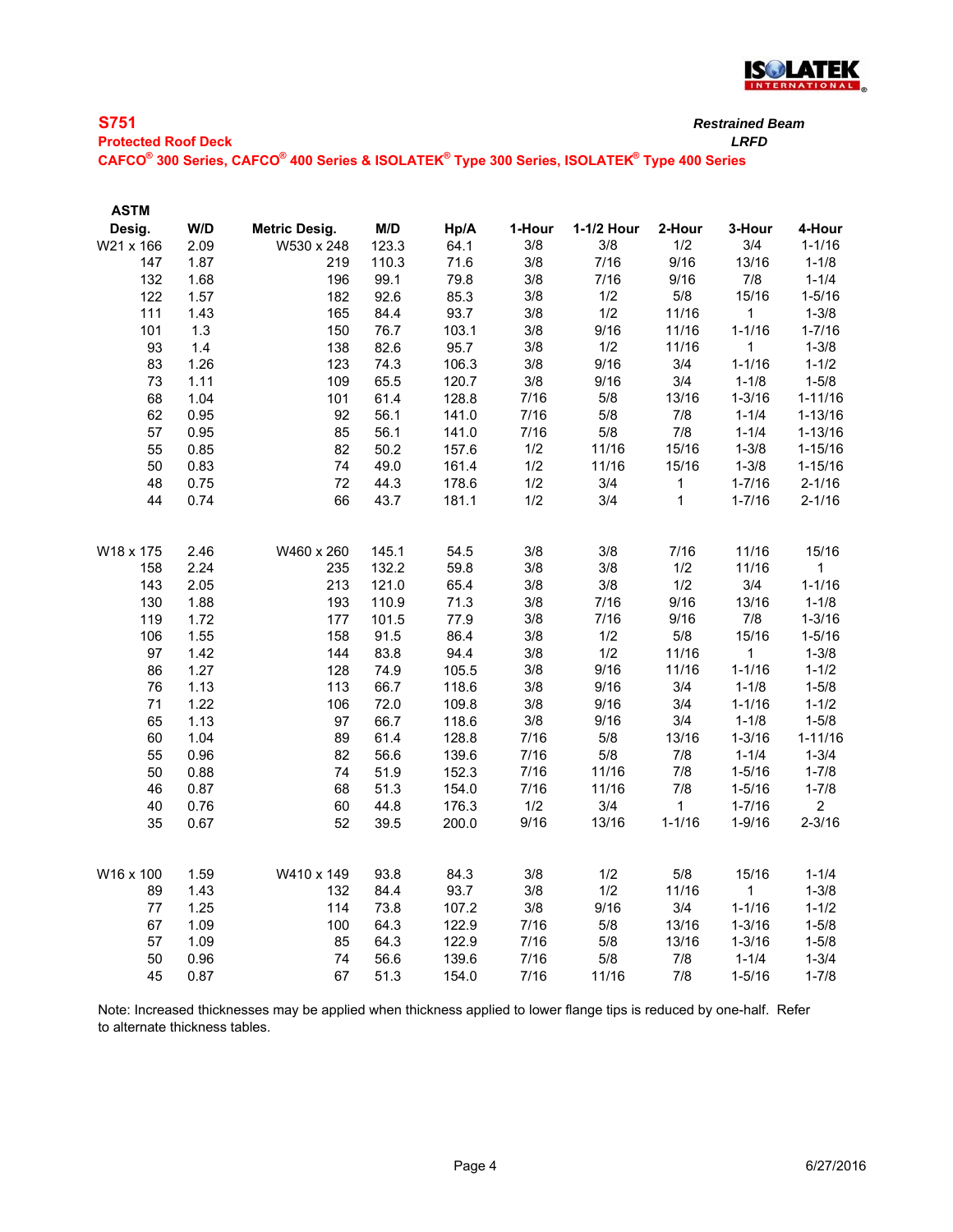## S751

**Protected Roof Deck**

**CAFCO® 300 Series, CAFCO® 400 Series & ISOLATEK® Type 300 Series, ISOLATEK® Type 400 Series**

***Restrained Beam***
***LRFD***

| ASTM Desig. | W/D | Metric Desig. | M/D | Hp/A | 1-Hour | 1-1/2 Hour | 2-Hour | 3-Hour | 4-Hour |
|---|---|---|---|---|---|---|---|---|---|
| W21 x 166 | 2.09 | W530 x 248 | 123.3 | 64.1 | 3/8 | 3/8 | 1/2 | 3/4 | 1-1/16 |
| 147 | 1.87 | 219 | 110.3 | 71.6 | 3/8 | 7/16 | 9/16 | 13/16 | 1-1/8 |
| 132 | 1.68 | 196 | 99.1 | 79.8 | 3/8 | 7/16 | 9/16 | 7/8 | 1-1/4 |
| 122 | 1.57 | 182 | 92.6 | 85.3 | 3/8 | 1/2 | 5/8 | 15/16 | 1-5/16 |
| 111 | 1.43 | 165 | 84.4 | 93.7 | 3/8 | 1/2 | 11/16 | 1 | 1-3/8 |
| 101 | 1.3 | 150 | 76.7 | 103.1 | 3/8 | 9/16 | 11/16 | 1-1/16 | 1-7/16 |
| 93 | 1.4 | 138 | 82.6 | 95.7 | 3/8 | 1/2 | 11/16 | 1 | 1-3/8 |
| 83 | 1.26 | 123 | 74.3 | 106.3 | 3/8 | 9/16 | 3/4 | 1-1/16 | 1-1/2 |
| 73 | 1.11 | 109 | 65.5 | 120.7 | 3/8 | 9/16 | 3/4 | 1-1/8 | 1-5/8 |
| 68 | 1.04 | 101 | 61.4 | 128.8 | 7/16 | 5/8 | 13/16 | 1-3/16 | 1-11/16 |
| 62 | 0.95 | 92 | 56.1 | 141.0 | 7/16 | 5/8 | 7/8 | 1-1/4 | 1-13/16 |
| 57 | 0.95 | 85 | 56.1 | 141.0 | 7/16 | 5/8 | 7/8 | 1-1/4 | 1-13/16 |
| 55 | 0.85 | 82 | 50.2 | 157.6 | 1/2 | 11/16 | 15/16 | 1-3/8 | 1-15/16 |
| 50 | 0.83 | 74 | 49.0 | 161.4 | 1/2 | 11/16 | 15/16 | 1-3/8 | 1-15/16 |
| 48 | 0.75 | 72 | 44.3 | 178.6 | 1/2 | 3/4 | 1 | 1-7/16 | 2-1/16 |
| 44 | 0.74 | 66 | 43.7 | 181.1 | 1/2 | 3/4 | 1 | 1-7/16 | 2-1/16 |
| | | | | | | | | | |
| W18 x 175 | 2.46 | W460 x 260 | 145.1 | 54.5 | 3/8 | 3/8 | 7/16 | 11/16 | 15/16 |
| 158 | 2.24 | 235 | 132.2 | 59.8 | 3/8 | 3/8 | 1/2 | 11/16 | 1 |
| 143 | 2.05 | 213 | 121.0 | 65.4 | 3/8 | 3/8 | 1/2 | 3/4 | 1-1/16 |
| 130 | 1.88 | 193 | 110.9 | 71.3 | 3/8 | 7/16 | 9/16 | 13/16 | 1-1/8 |
| 119 | 1.72 | 177 | 101.5 | 77.9 | 3/8 | 7/16 | 9/16 | 7/8 | 1-3/16 |
| 106 | 1.55 | 158 | 91.5 | 86.4 | 3/8 | 1/2 | 5/8 | 15/16 | 1-5/16 |
| 97 | 1.42 | 144 | 83.8 | 94.4 | 3/8 | 1/2 | 11/16 | 1 | 1-3/8 |
| 86 | 1.27 | 128 | 74.9 | 105.5 | 3/8 | 9/16 | 11/16 | 1-1/16 | 1-1/2 |
| 76 | 1.13 | 113 | 66.7 | 118.6 | 3/8 | 9/16 | 3/4 | 1-1/8 | 1-5/8 |
| 71 | 1.22 | 106 | 72.0 | 109.8 | 3/8 | 9/16 | 3/4 | 1-1/16 | 1-1/2 |
| 65 | 1.13 | 97 | 66.7 | 118.6 | 3/8 | 9/16 | 3/4 | 1-1/8 | 1-5/8 |
| 60 | 1.04 | 89 | 61.4 | 128.8 | 7/16 | 5/8 | 13/16 | 1-3/16 | 1-11/16 |
| 55 | 0.96 | 82 | 56.6 | 139.6 | 7/16 | 5/8 | 7/8 | 1-1/4 | 1-3/4 |
| 50 | 0.88 | 74 | 51.9 | 152.3 | 7/16 | 11/16 | 7/8 | 1-5/16 | 1-7/8 |
| 46 | 0.87 | 68 | 51.3 | 154.0 | 7/16 | 11/16 | 7/8 | 1-5/16 | 1-7/8 |
| 40 | 0.76 | 60 | 44.8 | 176.3 | 1/2 | 3/4 | 1 | 1-7/16 | 2 |
| 35 | 0.67 | 52 | 39.5 | 200.0 | 9/16 | 13/16 | 1-1/16 | 1-9/16 | 2-3/16 |
| | | | | | | | | | |
| W16 x 100 | 1.59 | W410 x 149 | 93.8 | 84.3 | 3/8 | 1/2 | 5/8 | 15/16 | 1-1/4 |
| 89 | 1.43 | 132 | 84.4 | 93.7 | 3/8 | 1/2 | 11/16 | 1 | 1-3/8 |
| 77 | 1.25 | 114 | 73.8 | 107.2 | 3/8 | 9/16 | 3/4 | 1-1/16 | 1-1/2 |
| 67 | 1.09 | 100 | 64.3 | 122.9 | 7/16 | 5/8 | 13/16 | 1-3/16 | 1-5/8 |
| 57 | 1.09 | 85 | 64.3 | 122.9 | 7/16 | 5/8 | 13/16 | 1-3/16 | 1-5/8 |
| 50 | 0.96 | 74 | 56.6 | 139.6 | 7/16 | 5/8 | 7/8 | 1-1/4 | 1-3/4 |
| 45 | 0.87 | 67 | 51.3 | 154.0 | 7/16 | 11/16 | 7/8 | 1-5/16 | 1-7/8 |

Note: Increased thicknesses may be applied when thickness applied to lower flange tips is reduced by one-half. Refer to alternate thickness tables.

6/27/2016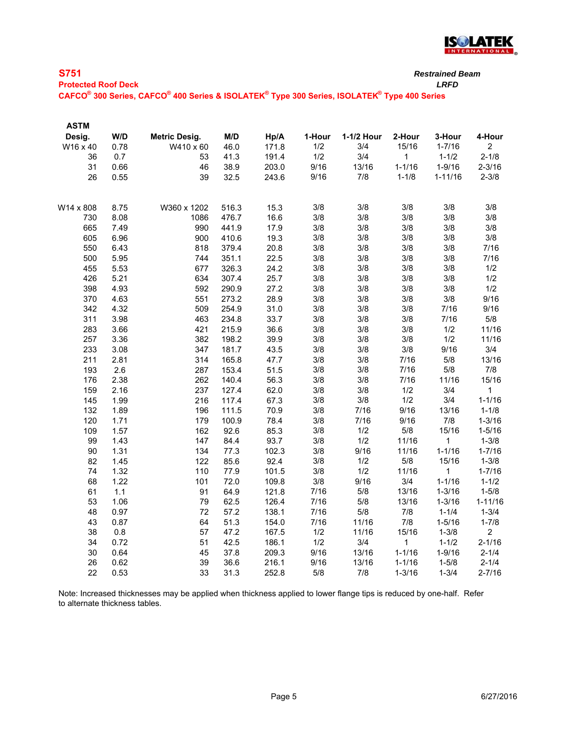## S751

**Protected Roof Deck**

**CAFCO® 300 Series, CAFCO® 400 Series & ISOLATEK® Type 300 Series, ISOLATEK® Type 400 Series**

***Restrained Beam***
***LRFD***

| ASTM Desig. | W/D | Metric Desig. | M/D | Hp/A | 1-Hour | 1-1/2 Hour | 2-Hour | 3-Hour | 4-Hour |
|---|---|---|---|---|---|---|---|---|---|
| W16 x 40 | 0.78 | W410 x 60 | 46.0 | 171.8 | 1/2 | 3/4 | 15/16 | 1-7/16 | 2 |
| 36 | 0.7 | 53 | 41.3 | 191.4 | 1/2 | 3/4 | 1 | 1-1/2 | 2-1/8 |
| 31 | 0.66 | 46 | 38.9 | 203.0 | 9/16 | 13/16 | 1-1/16 | 1-9/16 | 2-3/16 |
| 26 | 0.55 | 39 | 32.5 | 243.6 | 9/16 | 7/8 | 1-1/8 | 1-11/16 | 2-3/8 |
| | | | | | | | | | |
| W14 x 808 | 8.75 | W360 x 1202 | 516.3 | 15.3 | 3/8 | 3/8 | 3/8 | 3/8 | 3/8 |
| 730 | 8.08 | 1086 | 476.7 | 16.6 | 3/8 | 3/8 | 3/8 | 3/8 | 3/8 |
| 665 | 7.49 | 990 | 441.9 | 17.9 | 3/8 | 3/8 | 3/8 | 3/8 | 3/8 |
| 605 | 6.96 | 900 | 410.6 | 19.3 | 3/8 | 3/8 | 3/8 | 3/8 | 3/8 |
| 550 | 6.43 | 818 | 379.4 | 20.8 | 3/8 | 3/8 | 3/8 | 3/8 | 7/16 |
| 500 | 5.95 | 744 | 351.1 | 22.5 | 3/8 | 3/8 | 3/8 | 3/8 | 7/16 |
| 455 | 5.53 | 677 | 326.3 | 24.2 | 3/8 | 3/8 | 3/8 | 3/8 | 1/2 |
| 426 | 5.21 | 634 | 307.4 | 25.7 | 3/8 | 3/8 | 3/8 | 3/8 | 1/2 |
| 398 | 4.93 | 592 | 290.9 | 27.2 | 3/8 | 3/8 | 3/8 | 3/8 | 1/2 |
| 370 | 4.63 | 551 | 273.2 | 28.9 | 3/8 | 3/8 | 3/8 | 3/8 | 9/16 |
| 342 | 4.32 | 509 | 254.9 | 31.0 | 3/8 | 3/8 | 3/8 | 7/16 | 9/16 |
| 311 | 3.98 | 463 | 234.8 | 33.7 | 3/8 | 3/8 | 3/8 | 7/16 | 5/8 |
| 283 | 3.66 | 421 | 215.9 | 36.6 | 3/8 | 3/8 | 3/8 | 1/2 | 11/16 |
| 257 | 3.36 | 382 | 198.2 | 39.9 | 3/8 | 3/8 | 3/8 | 1/2 | 11/16 |
| 233 | 3.08 | 347 | 181.7 | 43.5 | 3/8 | 3/8 | 3/8 | 9/16 | 3/4 |
| 211 | 2.81 | 314 | 165.8 | 47.7 | 3/8 | 3/8 | 7/16 | 5/8 | 13/16 |
| 193 | 2.6 | 287 | 153.4 | 51.5 | 3/8 | 3/8 | 7/16 | 5/8 | 7/8 |
| 176 | 2.38 | 262 | 140.4 | 56.3 | 3/8 | 3/8 | 7/16 | 11/16 | 15/16 |
| 159 | 2.16 | 237 | 127.4 | 62.0 | 3/8 | 3/8 | 1/2 | 3/4 | 1 |
| 145 | 1.99 | 216 | 117.4 | 67.3 | 3/8 | 3/8 | 1/2 | 3/4 | 1-1/16 |
| 132 | 1.89 | 196 | 111.5 | 70.9 | 3/8 | 7/16 | 9/16 | 13/16 | 1-1/8 |
| 120 | 1.71 | 179 | 100.9 | 78.4 | 3/8 | 7/16 | 9/16 | 7/8 | 1-3/16 |
| 109 | 1.57 | 162 | 92.6 | 85.3 | 3/8 | 1/2 | 5/8 | 15/16 | 1-5/16 |
| 99 | 1.43 | 147 | 84.4 | 93.7 | 3/8 | 1/2 | 11/16 | 1 | 1-3/8 |
| 90 | 1.31 | 134 | 77.3 | 102.3 | 3/8 | 9/16 | 11/16 | 1-1/16 | 1-7/16 |
| 82 | 1.45 | 122 | 85.6 | 92.4 | 3/8 | 1/2 | 5/8 | 15/16 | 1-3/8 |
| 74 | 1.32 | 110 | 77.9 | 101.5 | 3/8 | 1/2 | 11/16 | 1 | 1-7/16 |
| 68 | 1.22 | 101 | 72.0 | 109.8 | 3/8 | 9/16 | 3/4 | 1-1/16 | 1-1/2 |
| 61 | 1.1 | 91 | 64.9 | 121.8 | 7/16 | 5/8 | 13/16 | 1-3/16 | 1-5/8 |
| 53 | 1.06 | 79 | 62.5 | 126.4 | 7/16 | 5/8 | 13/16 | 1-3/16 | 1-11/16 |
| 48 | 0.97 | 72 | 57.2 | 138.1 | 7/16 | 5/8 | 7/8 | 1-1/4 | 1-3/4 |
| 43 | 0.87 | 64 | 51.3 | 154.0 | 7/16 | 11/16 | 7/8 | 1-5/16 | 1-7/8 |
| 38 | 0.8 | 57 | 47.2 | 167.5 | 1/2 | 11/16 | 15/16 | 1-3/8 | 2 |
| 34 | 0.72 | 51 | 42.5 | 186.1 | 1/2 | 3/4 | 1 | 1-1/2 | 2-1/16 |
| 30 | 0.64 | 45 | 37.8 | 209.3 | 9/16 | 13/16 | 1-1/16 | 1-9/16 | 2-1/4 |
| 26 | 0.62 | 39 | 36.6 | 216.1 | 9/16 | 13/16 | 1-1/16 | 1-5/8 | 2-1/4 |
| 22 | 0.53 | 33 | 31.3 | 252.8 | 5/8 | 7/8 | 1-3/16 | 1-3/4 | 2-7/16 |

Note: Increased thicknesses may be applied when thickness applied to lower flange tips is reduced by one-half. Refer to alternate thickness tables.

6/27/2016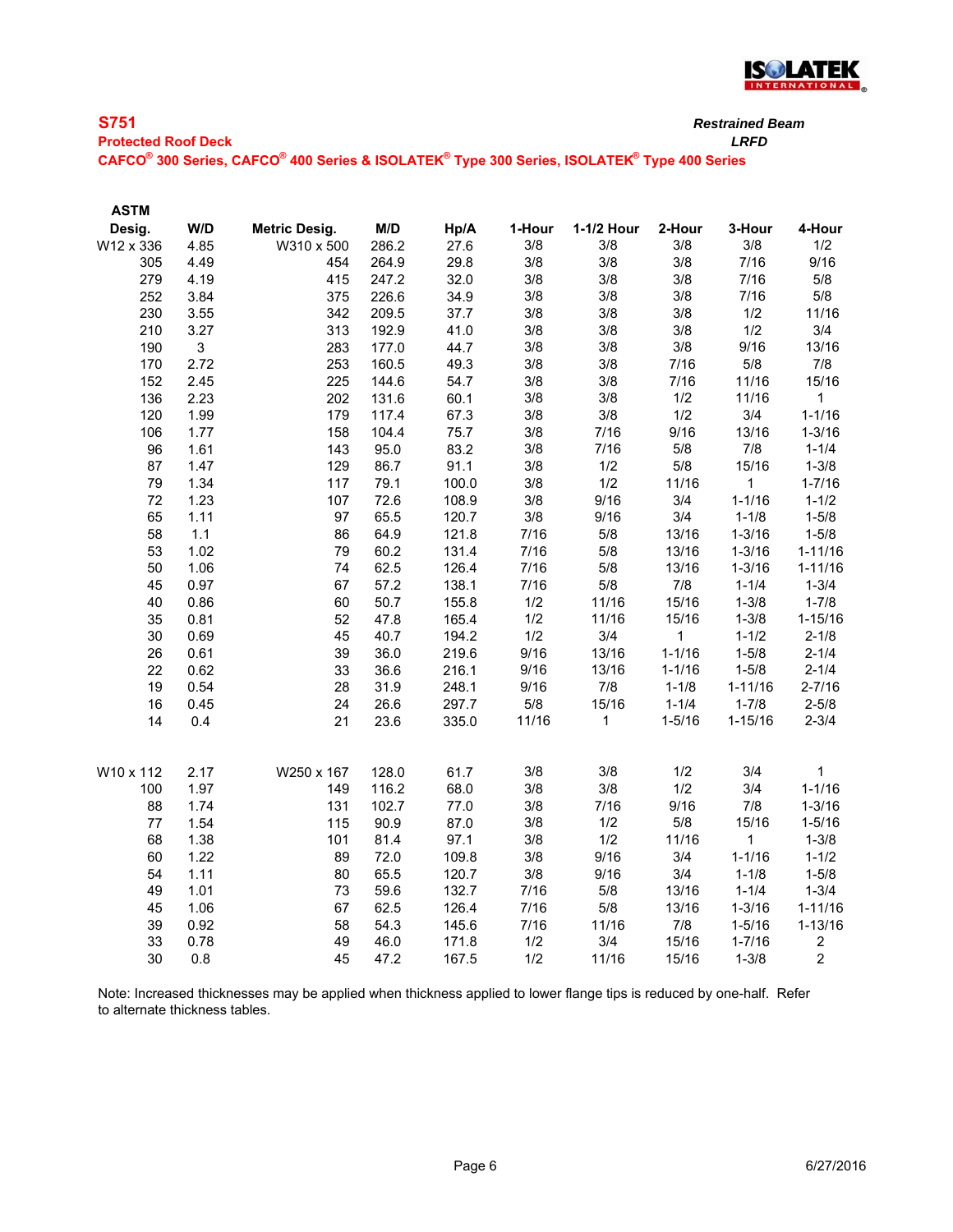**S751** *Restrained Beam*

**Protected Roof Deck** *LRFD*

**CAFCO® 300 Series, CAFCO® 400 Series & ISOLATEK® Type 300 Series, ISOLATEK® Type 400 Series**

| ASTM Desig. | W/D | Metric Desig. | M/D | Hp/A | 1-Hour | 1-1/2 Hour | 2-Hour | 3-Hour | 4-Hour |
|---|---|---|---|---|---|---|---|---|---|
| W12 x 336 | 4.85 | W310 x 500 | 286.2 | 27.6 | 3/8 | 3/8 | 3/8 | 3/8 | 1/2 |
| 305 | 4.49 | 454 | 264.9 | 29.8 | 3/8 | 3/8 | 3/8 | 7/16 | 9/16 |
| 279 | 4.19 | 415 | 247.2 | 32.0 | 3/8 | 3/8 | 3/8 | 7/16 | 5/8 |
| 252 | 3.84 | 375 | 226.6 | 34.9 | 3/8 | 3/8 | 3/8 | 7/16 | 5/8 |
| 230 | 3.55 | 342 | 209.5 | 37.7 | 3/8 | 3/8 | 3/8 | 1/2 | 11/16 |
| 210 | 3.27 | 313 | 192.9 | 41.0 | 3/8 | 3/8 | 3/8 | 1/2 | 3/4 |
| 190 | 3 | 283 | 177.0 | 44.7 | 3/8 | 3/8 | 3/8 | 9/16 | 13/16 |
| 170 | 2.72 | 253 | 160.5 | 49.3 | 3/8 | 3/8 | 7/16 | 5/8 | 7/8 |
| 152 | 2.45 | 225 | 144.6 | 54.7 | 3/8 | 3/8 | 7/16 | 11/16 | 15/16 |
| 136 | 2.23 | 202 | 131.6 | 60.1 | 3/8 | 3/8 | 1/2 | 11/16 | 1 |
| 120 | 1.99 | 179 | 117.4 | 67.3 | 3/8 | 3/8 | 1/2 | 3/4 | 1-1/16 |
| 106 | 1.77 | 158 | 104.4 | 75.7 | 3/8 | 7/16 | 9/16 | 13/16 | 1-3/16 |
| 96 | 1.61 | 143 | 95.0 | 83.2 | 3/8 | 7/16 | 5/8 | 7/8 | 1-1/4 |
| 87 | 1.47 | 129 | 86.7 | 91.1 | 3/8 | 1/2 | 5/8 | 15/16 | 1-3/8 |
| 79 | 1.34 | 117 | 79.1 | 100.0 | 3/8 | 1/2 | 11/16 | 1 | 1-7/16 |
| 72 | 1.23 | 107 | 72.6 | 108.9 | 3/8 | 9/16 | 3/4 | 1-1/16 | 1-1/2 |
| 65 | 1.11 | 97 | 65.5 | 120.7 | 3/8 | 9/16 | 3/4 | 1-1/8 | 1-5/8 |
| 58 | 1.1 | 86 | 64.9 | 121.8 | 7/16 | 5/8 | 13/16 | 1-3/16 | 1-5/8 |
| 53 | 1.02 | 79 | 60.2 | 131.4 | 7/16 | 5/8 | 13/16 | 1-3/16 | 1-11/16 |
| 50 | 1.06 | 74 | 62.5 | 126.4 | 7/16 | 5/8 | 13/16 | 1-3/16 | 1-11/16 |
| 45 | 0.97 | 67 | 57.2 | 138.1 | 7/16 | 5/8 | 7/8 | 1-1/4 | 1-3/4 |
| 40 | 0.86 | 60 | 50.7 | 155.8 | 1/2 | 11/16 | 15/16 | 1-3/8 | 1-7/8 |
| 35 | 0.81 | 52 | 47.8 | 165.4 | 1/2 | 11/16 | 15/16 | 1-3/8 | 1-15/16 |
| 30 | 0.69 | 45 | 40.7 | 194.2 | 1/2 | 3/4 | 1 | 1-1/2 | 2-1/8 |
| 26 | 0.61 | 39 | 36.0 | 219.6 | 9/16 | 13/16 | 1-1/16 | 1-5/8 | 2-1/4 |
| 22 | 0.62 | 33 | 36.6 | 216.1 | 9/16 | 13/16 | 1-1/16 | 1-5/8 | 2-1/4 |
| 19 | 0.54 | 28 | 31.9 | 248.1 | 9/16 | 7/8 | 1-1/8 | 1-11/16 | 2-7/16 |
| 16 | 0.45 | 24 | 26.6 | 297.7 | 5/8 | 15/16 | 1-1/4 | 1-7/8 | 2-5/8 |
| 14 | 0.4 | 21 | 23.6 | 335.0 | 11/16 | 1 | 1-5/16 | 1-15/16 | 2-3/4 |
| | | | | | | | | | |
| W10 x 112 | 2.17 | W250 x 167 | 128.0 | 61.7 | 3/8 | 3/8 | 1/2 | 3/4 | 1 |
| 100 | 1.97 | 149 | 116.2 | 68.0 | 3/8 | 3/8 | 1/2 | 3/4 | 1-1/16 |
| 88 | 1.74 | 131 | 102.7 | 77.0 | 3/8 | 7/16 | 9/16 | 7/8 | 1-3/16 |
| 77 | 1.54 | 115 | 90.9 | 87.0 | 3/8 | 1/2 | 5/8 | 15/16 | 1-5/16 |
| 68 | 1.38 | 101 | 81.4 | 97.1 | 3/8 | 1/2 | 11/16 | 1 | 1-3/8 |
| 60 | 1.22 | 89 | 72.0 | 109.8 | 3/8 | 9/16 | 3/4 | 1-1/16 | 1-1/2 |
| 54 | 1.11 | 80 | 65.5 | 120.7 | 3/8 | 9/16 | 3/4 | 1-1/8 | 1-5/8 |
| 49 | 1.01 | 73 | 59.6 | 132.7 | 7/16 | 5/8 | 13/16 | 1-1/4 | 1-3/4 |
| 45 | 1.06 | 67 | 62.5 | 126.4 | 7/16 | 5/8 | 13/16 | 1-3/16 | 1-11/16 |
| 39 | 0.92 | 58 | 54.3 | 145.6 | 7/16 | 11/16 | 7/8 | 1-5/16 | 1-13/16 |
| 33 | 0.78 | 49 | 46.0 | 171.8 | 1/2 | 3/4 | 15/16 | 1-7/16 | 2 |
| 30 | 0.8 | 45 | 47.2 | 167.5 | 1/2 | 11/16 | 15/16 | 1-3/8 | 2 |

Note: Increased thicknesses may be applied when thickness applied to lower flange tips is reduced by one-half. Refer to alternate thickness tables.

6/27/2016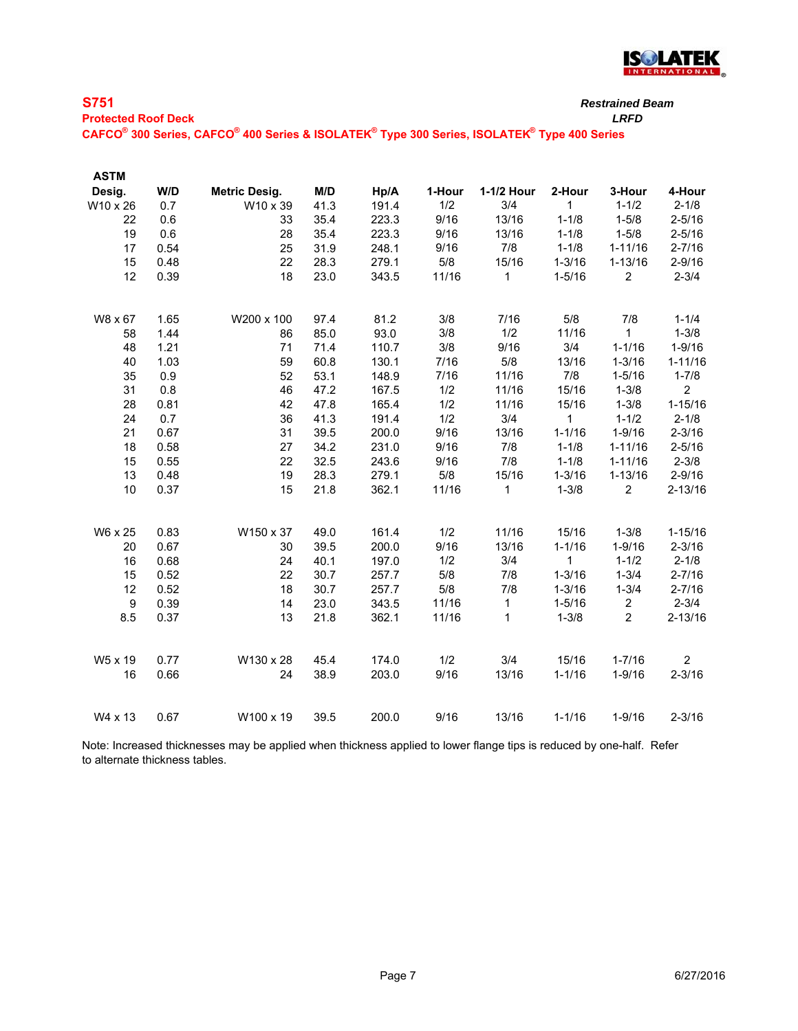**S751**

*Restrained Beam*

**Protected Roof Deck**

*LRFD*

**CAFCO® 300 Series, CAFCO® 400 Series & ISOLATEK® Type 300 Series, ISOLATEK® Type 400 Series**

| ASTM Desig. | W/D | Metric Desig. | M/D | Hp/A | 1-Hour | 1-1/2 Hour | 2-Hour | 3-Hour | 4-Hour |
|---|---|---|---|---|---|---|---|---|---|
| W10 x 26 | 0.7 | W10 x 39 | 41.3 | 191.4 | 1/2 | 3/4 | 1 | 1-1/2 | 2-1/8 |
| 22 | 0.6 | 33 | 35.4 | 223.3 | 9/16 | 13/16 | 1-1/8 | 1-5/8 | 2-5/16 |
| 19 | 0.6 | 28 | 35.4 | 223.3 | 9/16 | 13/16 | 1-1/8 | 1-5/8 | 2-5/16 |
| 17 | 0.54 | 25 | 31.9 | 248.1 | 9/16 | 7/8 | 1-1/8 | 1-11/16 | 2-7/16 |
| 15 | 0.48 | 22 | 28.3 | 279.1 | 5/8 | 15/16 | 1-3/16 | 1-13/16 | 2-9/16 |
| 12 | 0.39 | 18 | 23.0 | 343.5 | 11/16 | 1 | 1-5/16 | 2 | 2-3/4 |
| | | | | | | | | | |
| W8 x 67 | 1.65 | W200 x 100 | 97.4 | 81.2 | 3/8 | 7/16 | 5/8 | 7/8 | 1-1/4 |
| 58 | 1.44 | 86 | 85.0 | 93.0 | 3/8 | 1/2 | 11/16 | 1 | 1-3/8 |
| 48 | 1.21 | 71 | 71.4 | 110.7 | 3/8 | 9/16 | 3/4 | 1-1/16 | 1-9/16 |
| 40 | 1.03 | 59 | 60.8 | 130.1 | 7/16 | 5/8 | 13/16 | 1-3/16 | 1-11/16 |
| 35 | 0.9 | 52 | 53.1 | 148.9 | 7/16 | 11/16 | 7/8 | 1-5/16 | 1-7/8 |
| 31 | 0.8 | 46 | 47.2 | 167.5 | 1/2 | 11/16 | 15/16 | 1-3/8 | 2 |
| 28 | 0.81 | 42 | 47.8 | 165.4 | 1/2 | 11/16 | 15/16 | 1-3/8 | 1-15/16 |
| 24 | 0.7 | 36 | 41.3 | 191.4 | 1/2 | 3/4 | 1 | 1-1/2 | 2-1/8 |
| 21 | 0.67 | 31 | 39.5 | 200.0 | 9/16 | 13/16 | 1-1/16 | 1-9/16 | 2-3/16 |
| 18 | 0.58 | 27 | 34.2 | 231.0 | 9/16 | 7/8 | 1-1/8 | 1-11/16 | 2-5/16 |
| 15 | 0.55 | 22 | 32.5 | 243.6 | 9/16 | 7/8 | 1-1/8 | 1-11/16 | 2-3/8 |
| 13 | 0.48 | 19 | 28.3 | 279.1 | 5/8 | 15/16 | 1-3/16 | 1-13/16 | 2-9/16 |
| 10 | 0.37 | 15 | 21.8 | 362.1 | 11/16 | 1 | 1-3/8 | 2 | 2-13/16 |
| | | | | | | | | | |
| W6 x 25 | 0.83 | W150 x 37 | 49.0 | 161.4 | 1/2 | 11/16 | 15/16 | 1-3/8 | 1-15/16 |
| 20 | 0.67 | 30 | 39.5 | 200.0 | 9/16 | 13/16 | 1-1/16 | 1-9/16 | 2-3/16 |
| 16 | 0.68 | 24 | 40.1 | 197.0 | 1/2 | 3/4 | 1 | 1-1/2 | 2-1/8 |
| 15 | 0.52 | 22 | 30.7 | 257.7 | 5/8 | 7/8 | 1-3/16 | 1-3/4 | 2-7/16 |
| 12 | 0.52 | 18 | 30.7 | 257.7 | 5/8 | 7/8 | 1-3/16 | 1-3/4 | 2-7/16 |
| 9 | 0.39 | 14 | 23.0 | 343.5 | 11/16 | 1 | 1-5/16 | 2 | 2-3/4 |
| 8.5 | 0.37 | 13 | 21.8 | 362.1 | 11/16 | 1 | 1-3/8 | 2 | 2-13/16 |
| | | | | | | | | | |
| W5 x 19 | 0.77 | W130 x 28 | 45.4 | 174.0 | 1/2 | 3/4 | 15/16 | 1-7/16 | 2 |
| 16 | 0.66 | 24 | 38.9 | 203.0 | 9/16 | 13/16 | 1-1/16 | 1-9/16 | 2-3/16 |
| | | | | | | | | | |
| W4 x 13 | 0.67 | W100 x 19 | 39.5 | 200.0 | 9/16 | 13/16 | 1-1/16 | 1-9/16 | 2-3/16 |

Note: Increased thicknesses may be applied when thickness applied to lower flange tips is reduced by one-half. Refer to alternate thickness tables.